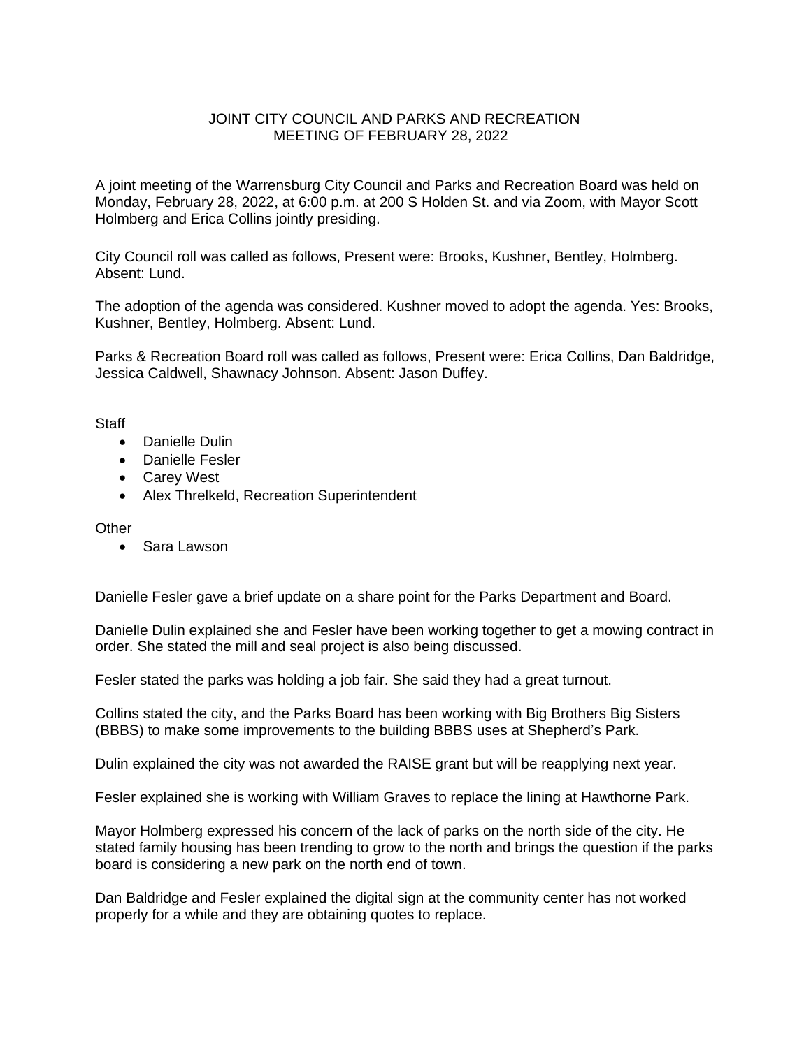# JOINT CITY COUNCIL AND PARKS AND RECREATION MEETING OF FEBRUARY 28, 2022

A joint meeting of the Warrensburg City Council and Parks and Recreation Board was held on Monday, February 28, 2022, at 6:00 p.m. at 200 S Holden St. and via Zoom, with Mayor Scott Holmberg and Erica Collins jointly presiding.

City Council roll was called as follows, Present were: Brooks, Kushner, Bentley, Holmberg. Absent: Lund.

The adoption of the agenda was considered. Kushner moved to adopt the agenda. Yes: Brooks, Kushner, Bentley, Holmberg. Absent: Lund.

Parks & Recreation Board roll was called as follows, Present were: Erica Collins, Dan Baldridge, Jessica Caldwell, Shawnacy Johnson. Absent: Jason Duffey.

Staff

- Danielle Dulin
- Danielle Fesler
- Carey West
- Alex Threlkeld, Recreation Superintendent

Other

- Sara Lawson

Danielle Fesler gave a brief update on a share point for the Parks Department and Board.

Danielle Dulin explained she and Fesler have been working together to get a mowing contract in order. She stated the mill and seal project is also being discussed.

Fesler stated the parks was holding a job fair. She said they had a great turnout.

Collins stated the city, and the Parks Board has been working with Big Brothers Big Sisters (BBBS) to make some improvements to the building BBBS uses at Shepherd's Park.

Dulin explained the city was not awarded the RAISE grant but will be reapplying next year.

Fesler explained she is working with William Graves to replace the lining at Hawthorne Park.

Mayor Holmberg expressed his concern of the lack of parks on the north side of the city. He stated family housing has been trending to grow to the north and brings the question if the parks board is considering a new park on the north end of town.

Dan Baldridge and Fesler explained the digital sign at the community center has not worked properly for a while and they are obtaining quotes to replace.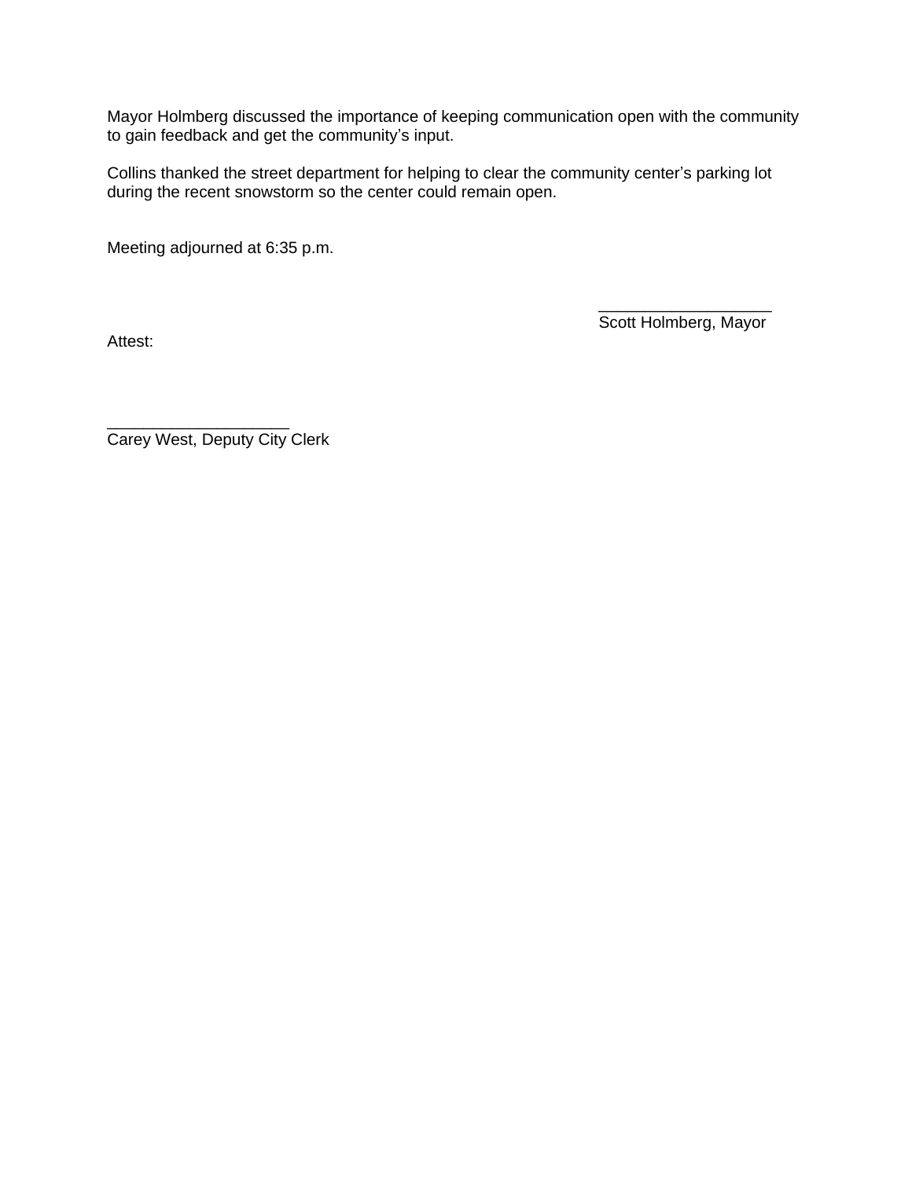Mayor Holmberg discussed the importance of keeping communication open with the community to gain feedback and get the community's input.

Collins thanked the street department for helping to clear the community center's parking lot during the recent snowstorm so the center could remain open.

Meeting adjourned at 6:35 p.m.

\_\_\_\_\_\_\_\_\_\_\_\_\_\_\_\_\_\_\_
Scott Holmberg, Mayor

Attest:

\_\_\_\_\_\_\_\_\_\_\_\_\_\_\_\_\_\_\_\_
Carey West, Deputy City Clerk